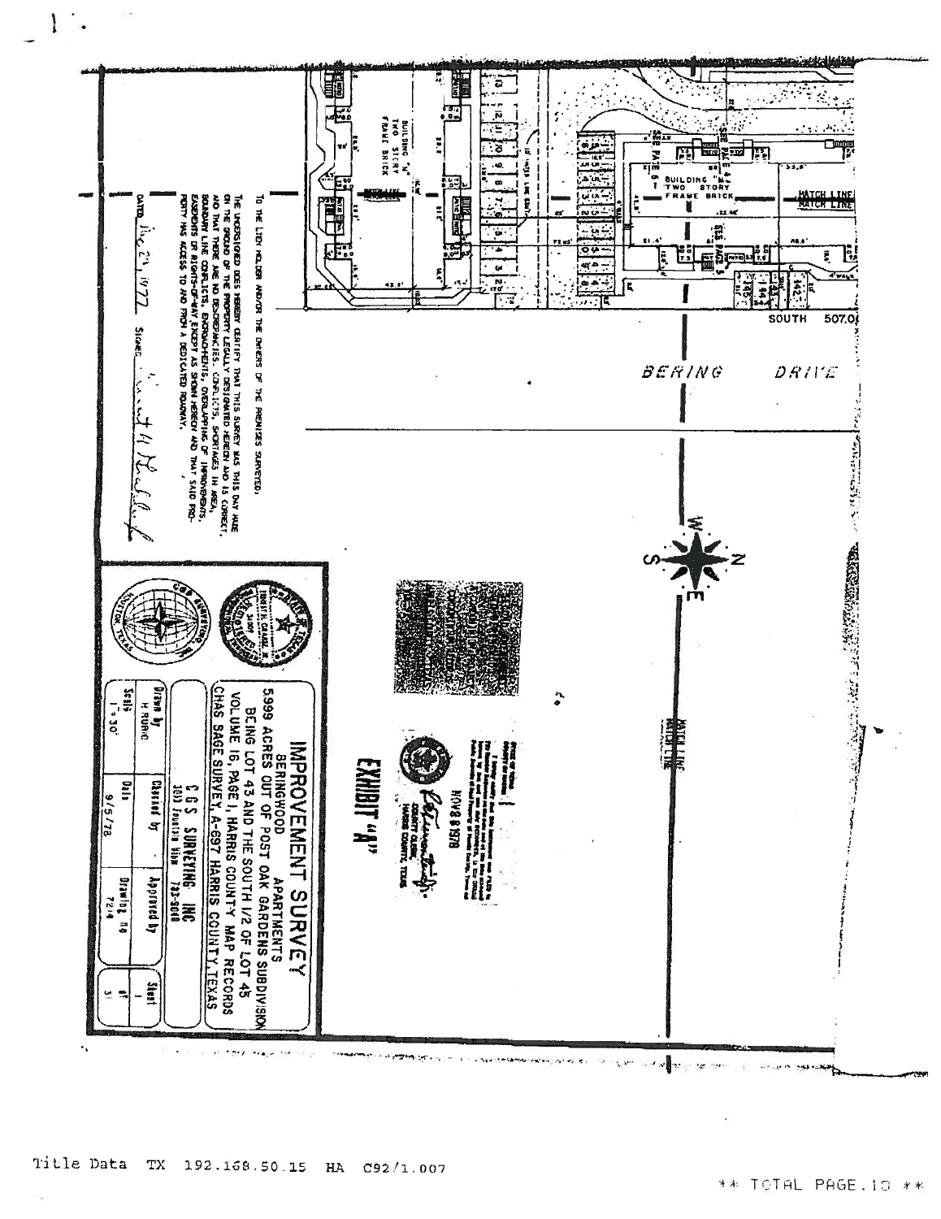BUILDING "N"
TWO STORY
FRAME BRICK

BUILDING "M"
TWO STORY
FRAME BRICK

MATCH LINE

SOUTH 507.0

BERING DRIVE

MATCH LINE

TO THE LIEN HOLDER AND/OR THE OWNERS OF THE PREMISES SURVEYED.

THE UNDERSIGNED DOES HEREBY CERTIFY THAT THIS SURVEY WAS THIS DAY MADE ON THE GROUND OF THE PROPERTY LEGALLY DESIGNATED HEREON AND IS CORRECT, AND THAT THERE ARE NO DISCREPANCIES, CONFLICTS, SHORTAGES IN AREA, BOUNDARY LINE CONFLICTS, ENCROACHMENTS, OVERLAPPING OF IMPROVEMENTS, EASEMENTS OR RIGHTS-OF-WAY EXCEPT AS SHOWN HEREON AND THAT SAID PROPERTY HAS ACCESS TO AND FROM A DEDICATED ROADWAY.

DATED Dec 29, 1977 SIGNED

STATE OF TEXAS
COUNTY OF HARRIS

I hereby certify that this instrument was FILED in File Number Sequence on the date and at the time stamped hereon by me; and was duly RECORDED, in the Official Public Records of Real Property of Harris County, Texas on

NOV 28 1978

COUNTY CLERK,
HARRIS COUNTY, TEXAS

EXHIBIT "B"

# IMPROVEMENT SURVEY

BERINGWOOD APARTMENTS

5.999 ACRES OUT OF POST OAK GARDENS SUBDIVISION
BEING LOT 43 AND THE SOUTH 1/2 OF LOT 45
VOLUME 16, PAGE 1, HARRIS COUNTY MAP RECORDS
CHAS SAGE SURVEY, A-697 HARRIS COUNTY, TEXAS

C G S SURVEYING INC
3033 Fountain View 783-9040

| Drawn by | Checked by | Approved by | Sheet |
|---|---|---|---|
| H RUBIO | | | 1 |
| **Scale** | **Date** | **Drawing No** | **of** |
| 1" = 30' | 9/5/78 | 7214 | 3 |

C G S SURVEYING INC
HOUSTON, TEXAS

Title Data TX 192.168.50.15 HA C92/1.007

** TOTAL PAGE.10 **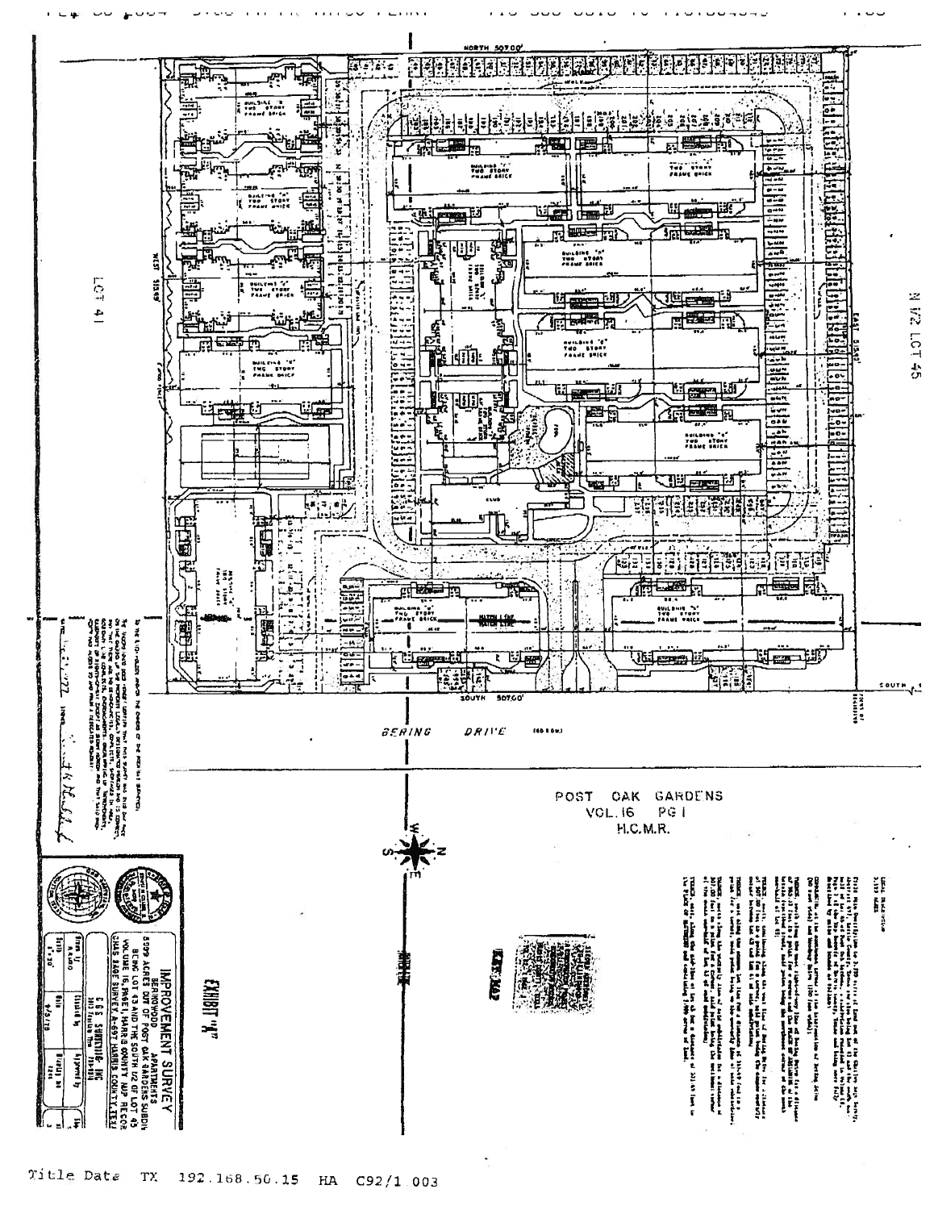NORTH 507.00'

LOT 41

N 1/2 LOT 45

WEST 513.45'

EAST 513.45'

SOUTH 507.00'

BERING DRIVE (60 R.O.W.)

POST OAK GARDENS
VOL. 16 PG 1
H.C.M.R.

BUILDING "A" TWO STORY FRAME BRICK

CLUB

EXHIBIT "A"

IMPROVEMENT SURVEY
BERINGWOOD APARTMENTS
5.199 ACRES OUT OF POST OAK GARDENS SUBDIV.
BEING LOT 43 AND THE SOUTH 1/2 OF LOT 45
VOLUME 16, PAGE 1, HARRIS COUNTY MAP RECORDS
CHAS BAGE SURVEY, A-997 HARRIS COUNTY, TEXAS

C & S SURVEYING, INC.

Title Date TX 192.168.50.15 HA C92/1 003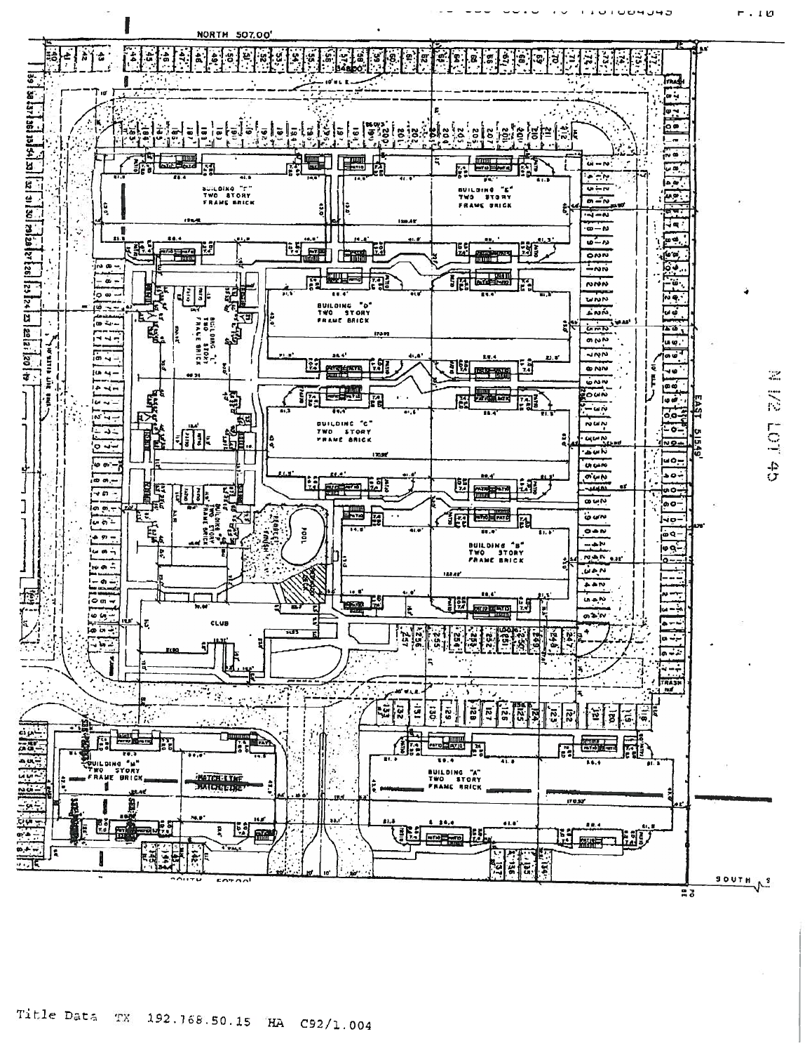NORTH 507.00'

BUILDING "F" TWO STORY FRAME BRICK

BUILDING "E" TWO STORY FRAME BRICK

BUILDING "D" TWO STORY FRAME BRICK

BUILDING "L" TWO STORY FRAME BRICK

BUILDING "C" TWO STORY FRAME BRICK

BUILDING "K" TWO STORY FRAME BRICK

POOL

BUILDING "B" TWO STORY FRAME BRICK

CLUB

TRASH

EAST 515.49'

N 1/2 LOT 45

BUILDING "M" TWO STORY FRAME BRICK

MATCH LINE

BUILDING "A" TWO STORY FRAME BRICK

SOUTH 507.00'

Title Data TX 192.168.50.15 HA C92/1.004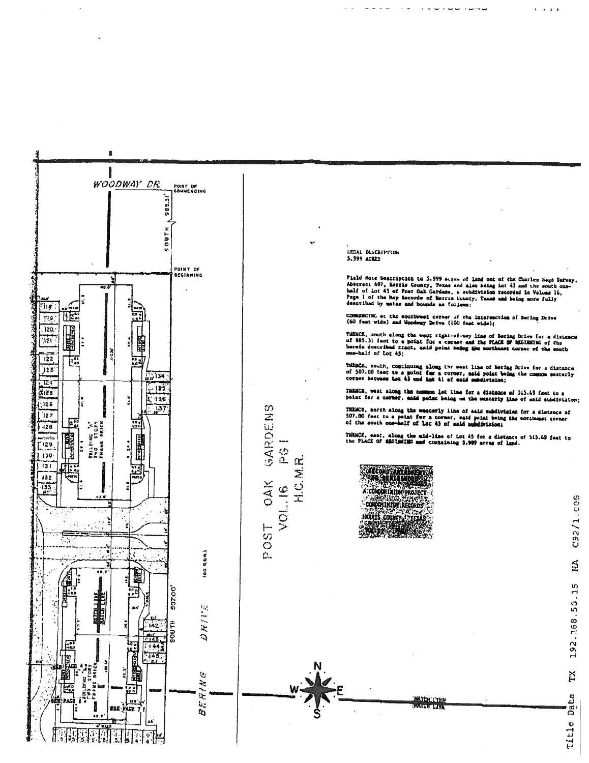LEGAL DESCRIPTION
5.999 ACRES

Field Note Description to 5.999 acres of land out of the Charles Sage Survey, Abstract 697, Harris County, Texas and also being Lot 43 and the south one-half of Lot 45 of Post Oak Gardens, a subdivision recorded in Volume 16, Page 1 of the Map Records of Harris County, Texas and being more fully described by metes and bounds as follows:

COMMENCING at the southwest corner of the intersection of Bering Drive (60 feet wide) and Woodway Drive (100 feet wide);

THENCE, south along the west right-of-way line of Bering Drive for a distance of 985.31 feet to a point for a corner and the PLACE OF BEGINNING of the herein described tract, said point being the northeast corner of the south one-half of Lot 45;

THENCE, south, continuing along the west line of Bering Drive for a distance of 507.00 feet to a point for a corner, said point being the common easterly corner between Lot 43 and Lot 41 of said subdivision;

THENCE, west along the common lot line for a distance of 515.49 feet to a point for a corner, said point being on the westerly line of said subdivision;

THENCE, north along the westerly line of said subdivision for a distance of 507.00 feet to a point for a corner, said point being the northwest corner of the south one-half of Lot 45 of said subdivision;

THENCE, east, along the mid-line of Lot 45 for a distance of 515.49 feet to the PLACE OF BEGINNING and containing 5.999 acres of land.

WOODWAY DR.

POINT OF COMMENCING

SOUTH 985.31'

POINT OF BEGINNING

BUILDING "A" TWO STORY FRAME BRICK

BUILDING "B" TWO STORY FRAME BRICK

SOUTH 507.00'

(60 R.O.W.)

BERING DRIVE

MATCH LINE

SEE PAGE 4

SEE PAGE 7

POST OAK GARDENS VOL. 16 PG 1 H.C.M.R.

A CONDOMINIUM PROJECT CONDOMINIUM RECORDS HARRIS COUNTY, TEXAS

N S E W

MATCH LINE

Title Data TX 192.168.50.15 HA C92/1.005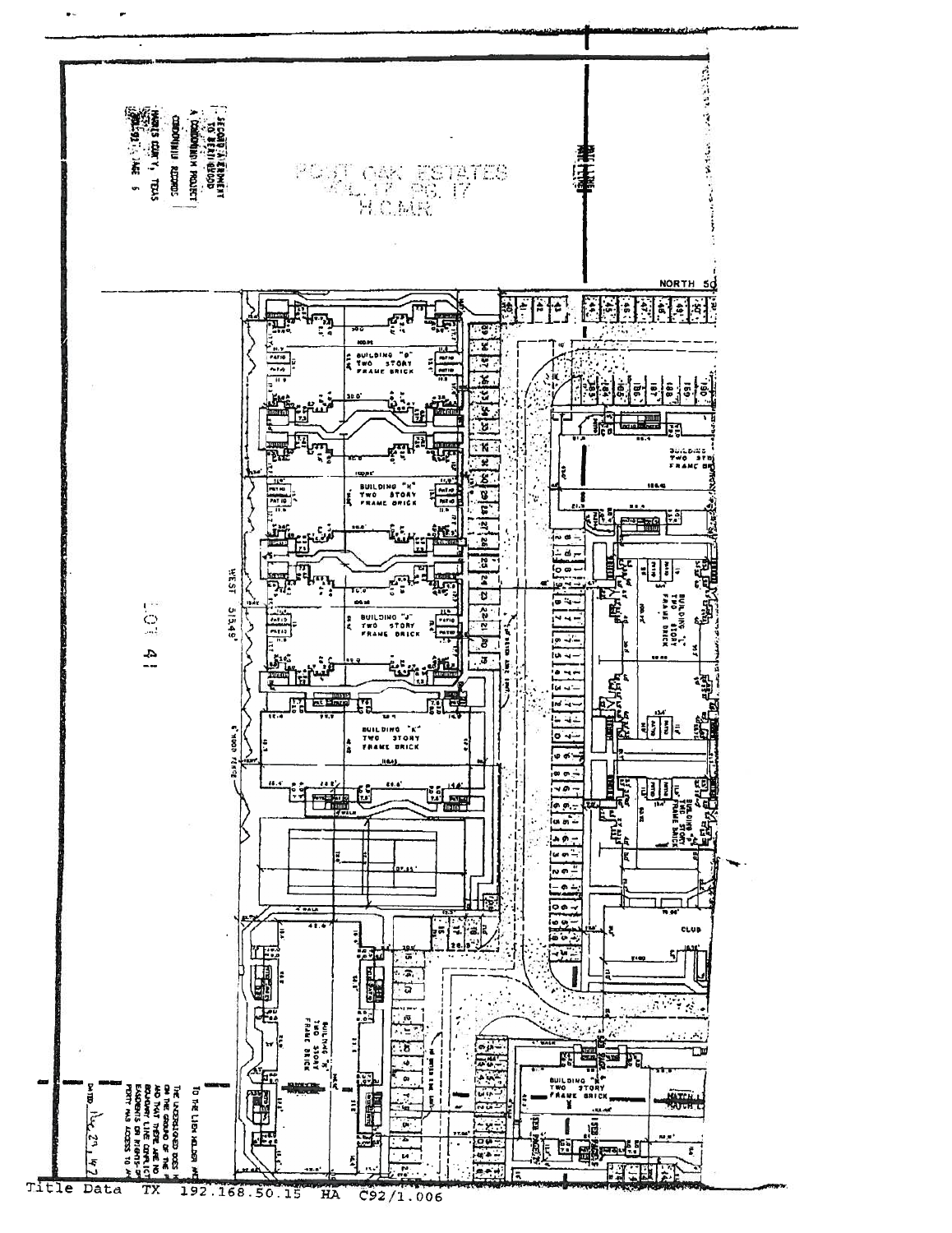SECOND AMENDMENT TO BERRINGWOOD A CONDOMINIUM PROJECT CONDOMINIUM RECORDS HARRIS COUNTY, TEXAS VOL. 93 PAGE 6

POST OAK ESTATES
VOL. 17 PG. 17
H.C.M.R.

NORTH 50

BUILDING "G" TWO STORY FRAME BRICK

BUILDING "H" TWO STORY FRAME BRICK

BUILDING "J" TWO STORY FRAME BRICK

BUILDING "K" TWO STORY FRAME BRICK

BUILDING "N" TWO STORY FRAME BRICK

BUILDING "L" TWO STORY FRAME BRICK

BUILDING "F" TWO STORY FRAME BRICK

BUILDING "E" TWO STORY FRAME BRICK

BUILDING "I" TWO STORY FRAME BRICK

CLUB

WEST 515.45'

LOT 41

6' WOOD FENCE

MATCH LINE

TO THE LIEN HOLDER AND ... THE UNDERSIGNED DOES H... ON THE GROUND OF THE P... AND THAT THERE ARE NO ... BOUNDARY LINE CONFLICT... EASEMENTS OR RIGHTS-OF... PORTY HAS ACCESS TO A...

DATED Nov 23, '87

Title Data TX 192.168.50.15 HA C92/1.006